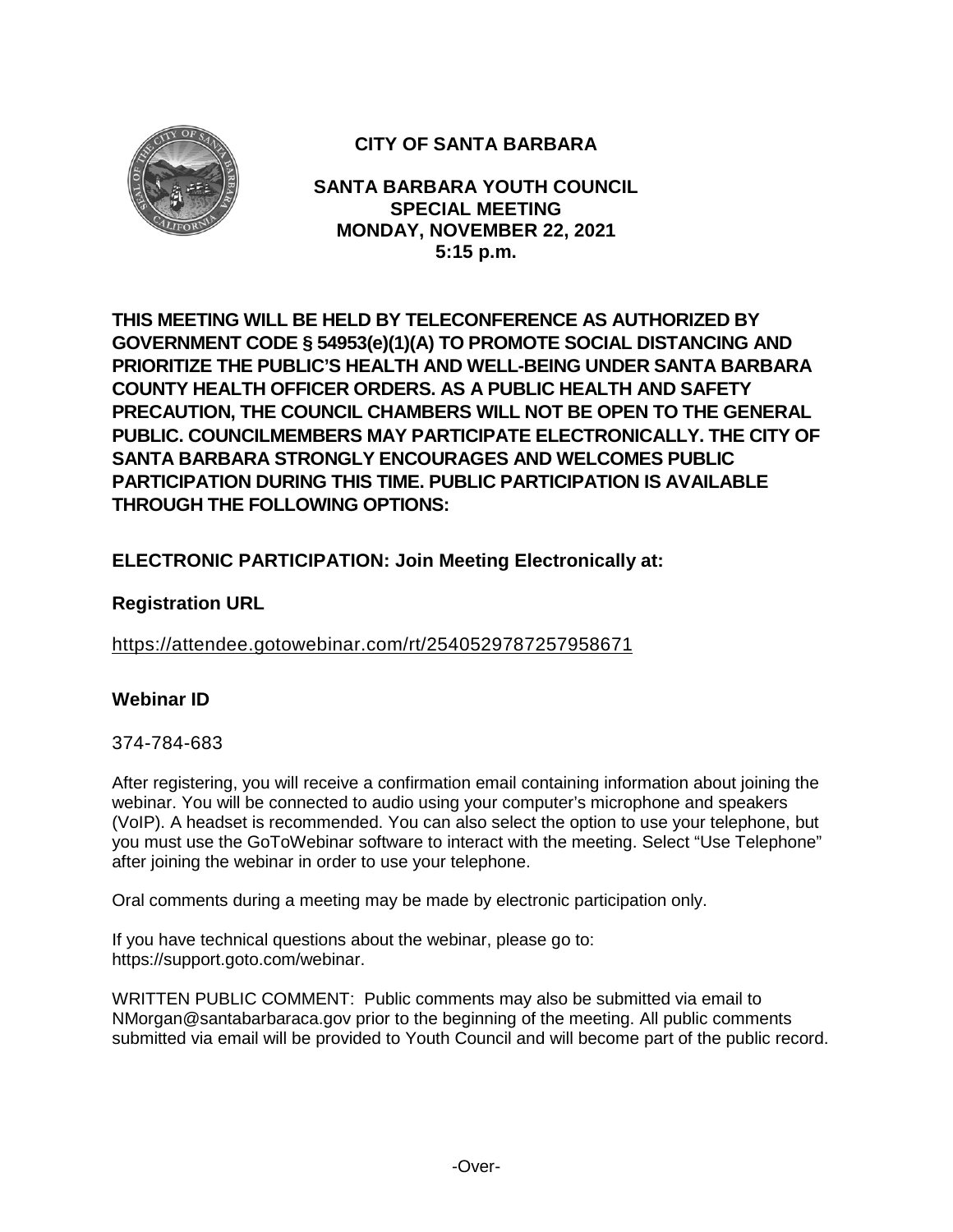# CITY OF SANTA BARBARA

## SANTA BARBARA YOUTH COUNCIL SPECIAL MEETING MONDAY, NOVEMBER 22, 2021 5:15 p.m.

**THIS MEETING WILL BE HELD BY TELECONFERENCE AS AUTHORIZED BY GOVERNMENT CODE § 54953(e)(1)(A) TO PROMOTE SOCIAL DISTANCING AND PRIORITIZE THE PUBLIC'S HEALTH AND WELL-BEING UNDER SANTA BARBARA COUNTY HEALTH OFFICER ORDERS. AS A PUBLIC HEALTH AND SAFETY PRECAUTION, THE COUNCIL CHAMBERS WILL NOT BE OPEN TO THE GENERAL PUBLIC. COUNCILMEMBERS MAY PARTICIPATE ELECTRONICALLY. THE CITY OF SANTA BARBARA STRONGLY ENCOURAGES AND WELCOMES PUBLIC PARTICIPATION DURING THIS TIME. PUBLIC PARTICIPATION IS AVAILABLE THROUGH THE FOLLOWING OPTIONS:**

### ELECTRONIC PARTICIPATION: Join Meeting Electronically at:

### Registration URL

https://attendee.gotowebinar.com/rt/2540529787257958671

### Webinar ID

374-784-683

After registering, you will receive a confirmation email containing information about joining the webinar. You will be connected to audio using your computer's microphone and speakers (VoIP). A headset is recommended. You can also select the option to use your telephone, but you must use the GoToWebinar software to interact with the meeting. Select "Use Telephone" after joining the webinar in order to use your telephone.

Oral comments during a meeting may be made by electronic participation only.

If you have technical questions about the webinar, please go to: https://support.goto.com/webinar.

WRITTEN PUBLIC COMMENT: Public comments may also be submitted via email to NMorgan@santabarbaraca.gov prior to the beginning of the meeting. All public comments submitted via email will be provided to Youth Council and will become part of the public record.

-Over-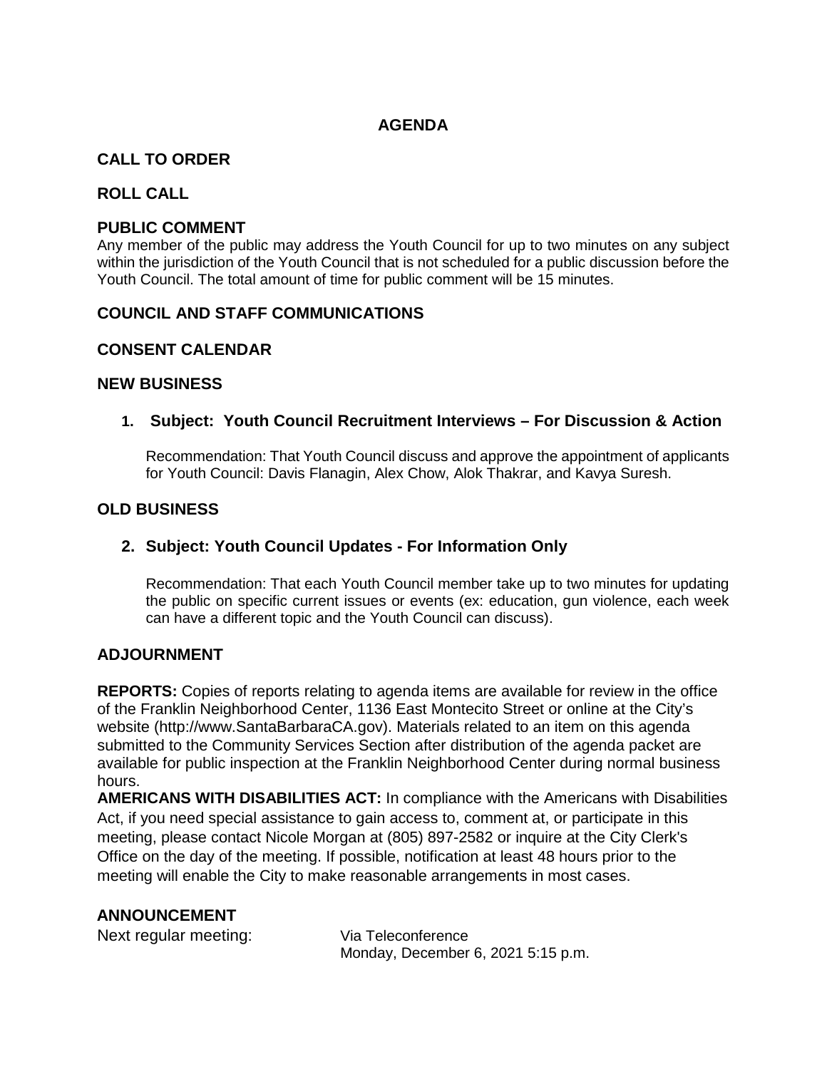# AGENDA

## CALL TO ORDER

## ROLL CALL

## PUBLIC COMMENT

Any member of the public may address the Youth Council for up to two minutes on any subject within the jurisdiction of the Youth Council that is not scheduled for a public discussion before the Youth Council. The total amount of time for public comment will be 15 minutes.

## COUNCIL AND STAFF COMMUNICATIONS

## CONSENT CALENDAR

## NEW BUSINESS

### 1. Subject: Youth Council Recruitment Interviews – For Discussion & Action

Recommendation: That Youth Council discuss and approve the appointment of applicants for Youth Council: Davis Flanagin, Alex Chow, Alok Thakrar, and Kavya Suresh.

## OLD BUSINESS

### 2. Subject: Youth Council Updates - For Information Only

Recommendation: That each Youth Council member take up to two minutes for updating the public on specific current issues or events (ex: education, gun violence, each week can have a different topic and the Youth Council can discuss).

## ADJOURNMENT

**REPORTS:** Copies of reports relating to agenda items are available for review in the office of the Franklin Neighborhood Center, 1136 East Montecito Street or online at the City's website (http://www.SantaBarbaraCA.gov). Materials related to an item on this agenda submitted to the Community Services Section after distribution of the agenda packet are available for public inspection at the Franklin Neighborhood Center during normal business hours.

**AMERICANS WITH DISABILITIES ACT:** In compliance with the Americans with Disabilities Act, if you need special assistance to gain access to, comment at, or participate in this meeting, please contact Nicole Morgan at (805) 897-2582 or inquire at the City Clerk's Office on the day of the meeting. If possible, notification at least 48 hours prior to the meeting will enable the City to make reasonable arrangements in most cases.

## ANNOUNCEMENT

Next regular meeting: Via Teleconference
Monday, December 6, 2021 5:15 p.m.